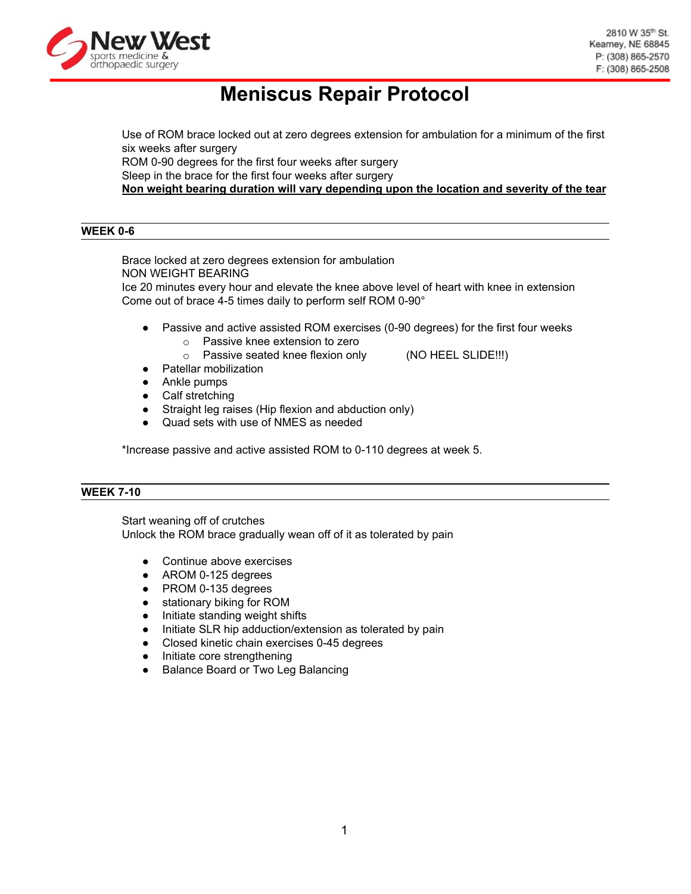New West sports medicine & orthopaedic surgery

2810 W 35th St.
Kearney, NE 68845
P: (308) 865-2570
F: (308) 865-2508

# Meniscus Repair Protocol

Use of ROM brace locked out at zero degrees extension for ambulation for a minimum of the first six weeks after surgery
ROM 0-90 degrees for the first four weeks after surgery
Sleep in the brace for the first four weeks after surgery
**<u>Non weight bearing duration will vary depending upon the location and severity of the tear</u>**

## WEEK 0-6

Brace locked at zero degrees extension for ambulation
NON WEIGHT BEARING
Ice 20 minutes every hour and elevate the knee above level of heart with knee in extension
Come out of brace 4-5 times daily to perform self ROM 0-90°

- Passive and active assisted ROM exercises (0-90 degrees) for the first four weeks
  - Passive knee extension to zero
  - Passive seated knee flexion only (NO HEEL SLIDE!!!)
- Patellar mobilization
- Ankle pumps
- Calf stretching
- Straight leg raises (Hip flexion and abduction only)
- Quad sets with use of NMES as needed

*Increase passive and active assisted ROM to 0-110 degrees at week 5.

## WEEK 7-10

Start weaning off of crutches
Unlock the ROM brace gradually wean off of it as tolerated by pain

- Continue above exercises
- AROM 0-125 degrees
- PROM 0-135 degrees
- stationary biking for ROM
- Initiate standing weight shifts
- Initiate SLR hip adduction/extension as tolerated by pain
- Closed kinetic chain exercises 0-45 degrees
- Initiate core strengthening
- Balance Board or Two Leg Balancing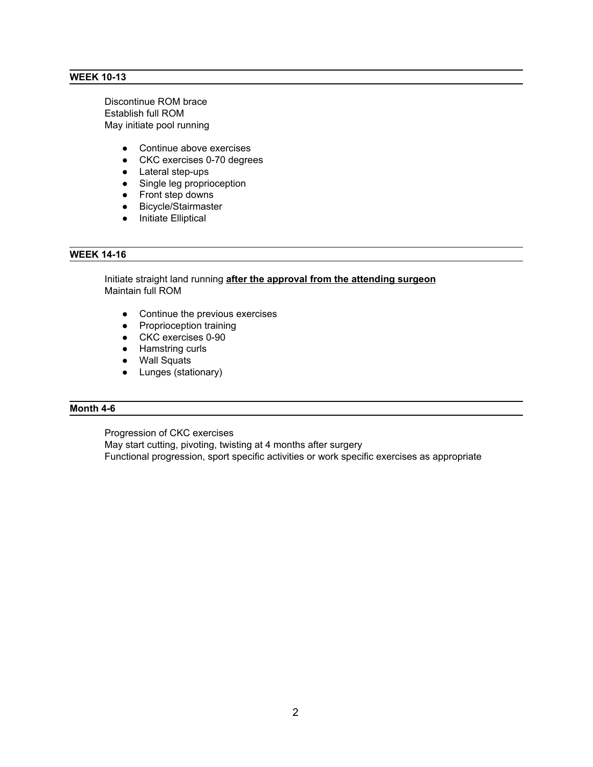**WEEK 10-13**

Discontinue ROM brace
Establish full ROM
May initiate pool running

- Continue above exercises
- CKC exercises 0-70 degrees
- Lateral step-ups
- Single leg proprioception
- Front step downs
- Bicycle/Stairmaster
- Initiate Elliptical

**WEEK 14-16**

Initiate straight land running **after the approval from the attending surgeon**
Maintain full ROM

- Continue the previous exercises
- Proprioception training
- CKC exercises 0-90
- Hamstring curls
- Wall Squats
- Lunges (stationary)

**Month 4-6**

Progression of CKC exercises
May start cutting, pivoting, twisting at 4 months after surgery
Functional progression, sport specific activities or work specific exercises as appropriate